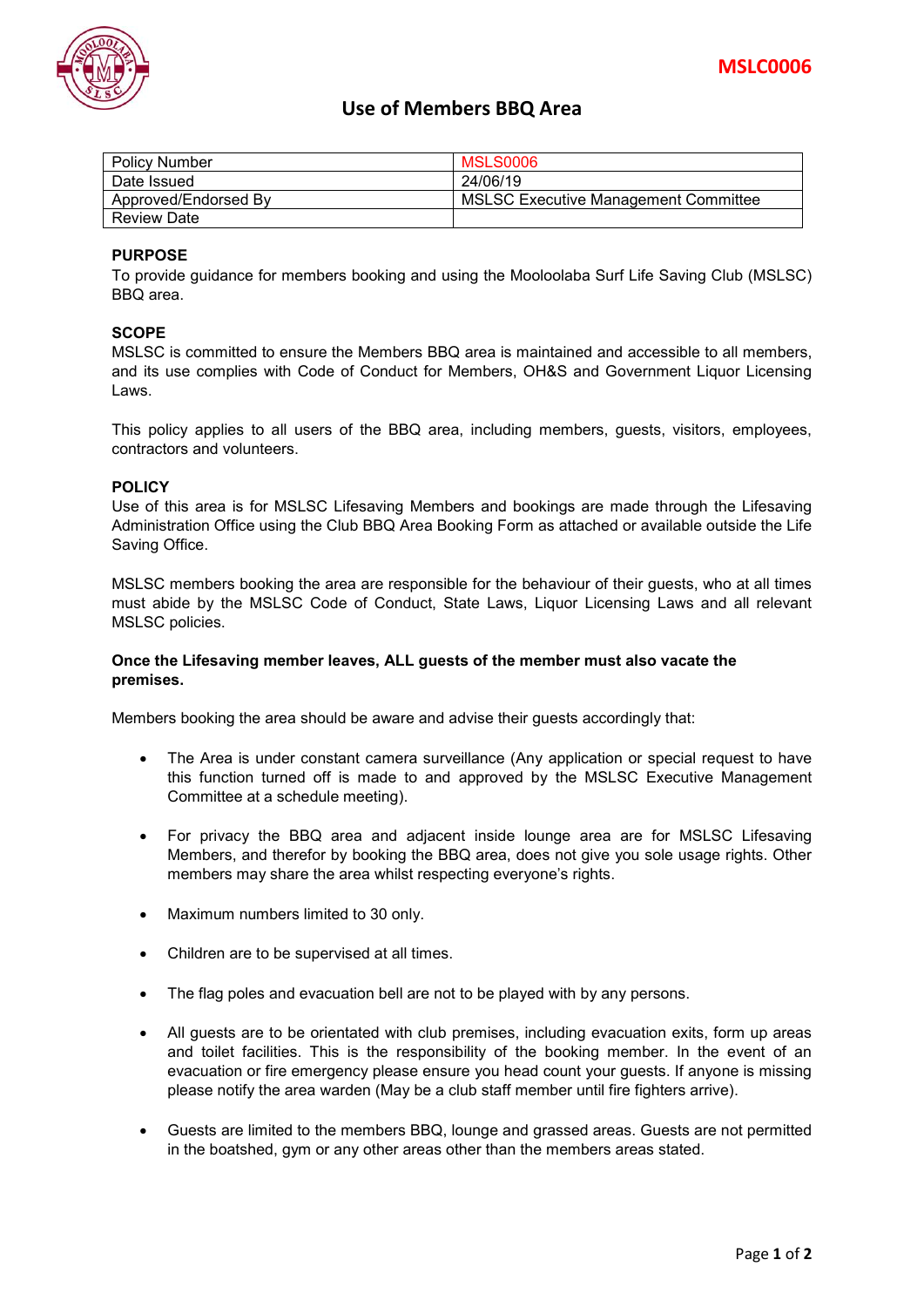MSLC0006

# Use of Members BBQ Area

| Policy Number | MSLS0006 |
|---|---|
| Date Issued | 24/06/19 |
| Approved/Endorsed By | MSLSC Executive Management Committee |
| Review Date | |

**PURPOSE**

To provide guidance for members booking and using the Mooloolaba Surf Life Saving Club (MSLSC) BBQ area.

**SCOPE**

MSLSC is committed to ensure the Members BBQ area is maintained and accessible to all members, and its use complies with Code of Conduct for Members, OH&S and Government Liquor Licensing Laws.

This policy applies to all users of the BBQ area, including members, guests, visitors, employees, contractors and volunteers.

**POLICY**

Use of this area is for MSLSC Lifesaving Members and bookings are made through the Lifesaving Administration Office using the Club BBQ Area Booking Form as attached or available outside the Life Saving Office.

MSLSC members booking the area are responsible for the behaviour of their guests, who at all times must abide by the MSLSC Code of Conduct, State Laws, Liquor Licensing Laws and all relevant MSLSC policies.

**Once the Lifesaving member leaves, ALL guests of the member must also vacate the premises.**

Members booking the area should be aware and advise their guests accordingly that:

- The Area is under constant camera surveillance (Any application or special request to have this function turned off is made to and approved by the MSLSC Executive Management Committee at a schedule meeting).
- For privacy the BBQ area and adjacent inside lounge area are for MSLSC Lifesaving Members, and therefor by booking the BBQ area, does not give you sole usage rights. Other members may share the area whilst respecting everyone's rights.
- Maximum numbers limited to 30 only.
- Children are to be supervised at all times.
- The flag poles and evacuation bell are not to be played with by any persons.
- All guests are to be orientated with club premises, including evacuation exits, form up areas and toilet facilities. This is the responsibility of the booking member. In the event of an evacuation or fire emergency please ensure you head count your guests. If anyone is missing please notify the area warden (May be a club staff member until fire fighters arrive).
- Guests are limited to the members BBQ, lounge and grassed areas. Guests are not permitted in the boatshed, gym or any other areas other than the members areas stated.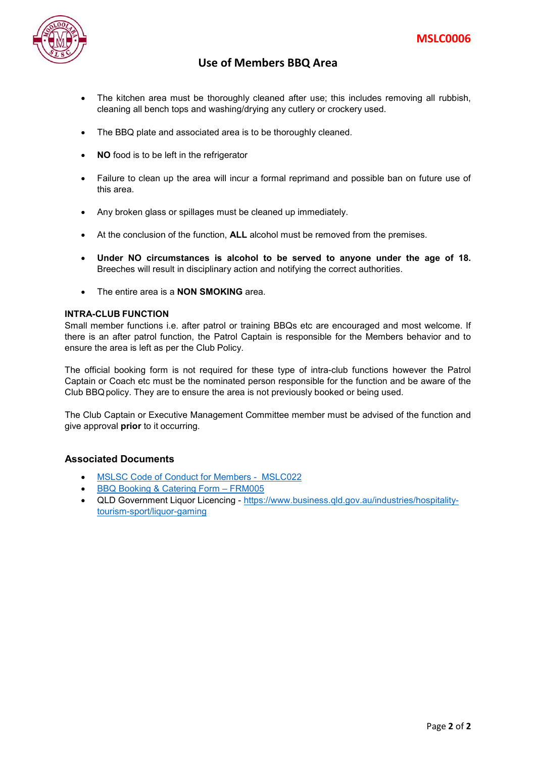- The kitchen area must be thoroughly cleaned after use; this includes removing all rubbish, cleaning all bench tops and washing/drying any cutlery or crockery used.
- The BBQ plate and associated area is to be thoroughly cleaned.
- **NO** food is to be left in the refrigerator
- Failure to clean up the area will incur a formal reprimand and possible ban on future use of this area.
- Any broken glass or spillages must be cleaned up immediately.
- At the conclusion of the function, **ALL** alcohol must be removed from the premises.
- **Under NO circumstances is alcohol to be served to anyone under the age of 18.** Breeches will result in disciplinary action and notifying the correct authorities.
- The entire area is a **NON SMOKING** area.

**INTRA-CLUB FUNCTION**

Small member functions i.e. after patrol or training BBQs etc are encouraged and most welcome. If there is an after patrol function, the Patrol Captain is responsible for the Members behavior and to ensure the area is left as per the Club Policy.

The official booking form is not required for these type of intra-club functions however the Patrol Captain or Coach etc must be the nominated person responsible for the function and be aware of the Club BBQ policy. They are to ensure the area is not previously booked or being used.

The Club Captain or Executive Management Committee member must be advised of the function and give approval **prior** to it occurring.

## Associated Documents

- MSLSC Code of Conduct for Members - MSLC022
- BBQ Booking & Catering Form – FRM005
- QLD Government Liquor Licencing - https://www.business.qld.gov.au/industries/hospitality-tourism-sport/liquor-gaming